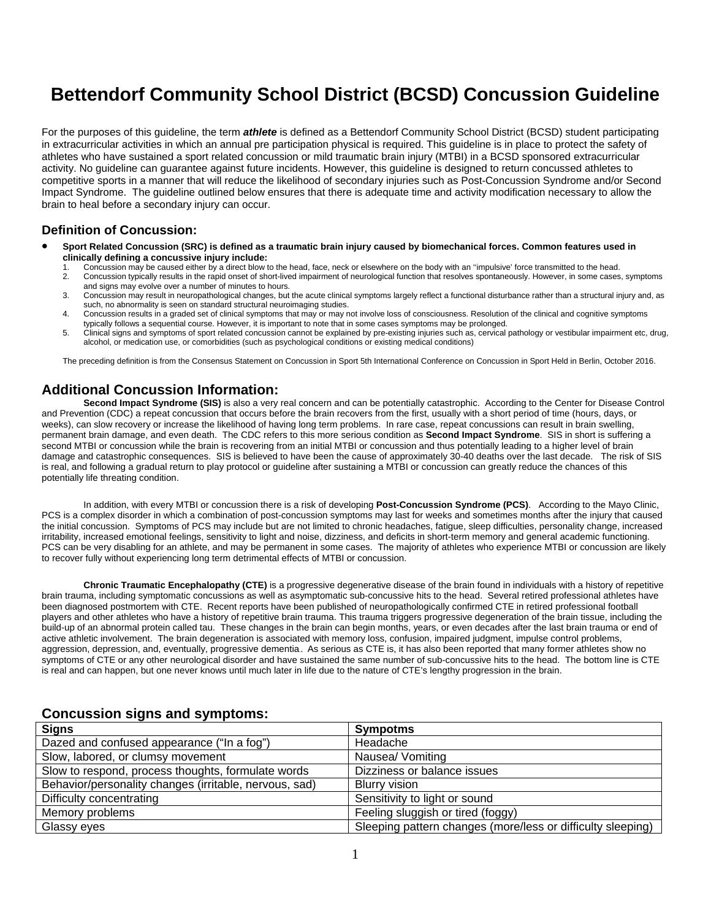# Bettendorf Community School District (BCSD) Concussion Guideline

For the purposes of this guideline, the term ***athlete*** is defined as a Bettendorf Community School District (BCSD) student participating in extracurricular activities in which an annual pre participation physical is required. This guideline is in place to protect the safety of athletes who have sustained a sport related concussion or mild traumatic brain injury (MTBI) in a BCSD sponsored extracurricular activity. No guideline can guarantee against future incidents. However, this guideline is designed to return concussed athletes to competitive sports in a manner that will reduce the likelihood of secondary injuries such as Post-Concussion Syndrome and/or Second Impact Syndrome. The guideline outlined below ensures that there is adequate time and activity modification necessary to allow the brain to heal before a secondary injury can occur.

## Definition of Concussion:

- **Sport Related Concussion (SRC) is defined as a traumatic brain injury caused by biomechanical forces. Common features used in clinically defining a concussive injury include:**
  1. Concussion may be caused either by a direct blow to the head, face, neck or elsewhere on the body with an "impulsive' force transmitted to the head.
  2. Concussion typically results in the rapid onset of short-lived impairment of neurological function that resolves spontaneously. However, in some cases, symptoms and signs may evolve over a number of minutes to hours.
  3. Concussion may result in neuropathological changes, but the acute clinical symptoms largely reflect a functional disturbance rather than a structural injury and, as such, no abnormality is seen on standard structural neuroimaging studies.
  4. Concussion results in a graded set of clinical symptoms that may or may not involve loss of consciousness. Resolution of the clinical and cognitive symptoms typically follows a sequential course. However, it is important to note that in some cases symptoms may be prolonged.
  5. Clinical signs and symptoms of sport related concussion cannot be explained by pre-existing injuries such as, cervical pathology or vestibular impairment etc, drug, alcohol, or medication use, or comorbidities (such as psychological conditions or existing medical conditions)

The preceding definition is from the Consensus Statement on Concussion in Sport 5th International Conference on Concussion in Sport Held in Berlin, October 2016.

## Additional Concussion Information:

**Second Impact Syndrome (SIS)** is also a very real concern and can be potentially catastrophic. According to the Center for Disease Control and Prevention (CDC) a repeat concussion that occurs before the brain recovers from the first, usually with a short period of time (hours, days, or weeks), can slow recovery or increase the likelihood of having long term problems. In rare case, repeat concussions can result in brain swelling, permanent brain damage, and even death. The CDC refers to this more serious condition as **Second Impact Syndrome**. SIS in short is suffering a second MTBI or concussion while the brain is recovering from an initial MTBI or concussion and thus potentially leading to a higher level of brain damage and catastrophic consequences. SIS is believed to have been the cause of approximately 30-40 deaths over the last decade. The risk of SIS is real, and following a gradual return to play protocol or guideline after sustaining a MTBI or concussion can greatly reduce the chances of this potentially life threating condition.

In addition, with every MTBI or concussion there is a risk of developing **Post-Concussion Syndrome (PCS)**. According to the Mayo Clinic, PCS is a complex disorder in which a combination of post-concussion symptoms may last for weeks and sometimes months after the injury that caused the initial concussion. Symptoms of PCS may include but are not limited to chronic headaches, fatigue, sleep difficulties, personality change, increased irritability, increased emotional feelings, sensitivity to light and noise, dizziness, and deficits in short-term memory and general academic functioning. PCS can be very disabling for an athlete, and may be permanent in some cases. The majority of athletes who experience MTBI or concussion are likely to recover fully without experiencing long term detrimental effects of MTBI or concussion.

**Chronic Traumatic Encephalopathy (CTE)** is a progressive degenerative disease of the brain found in individuals with a history of repetitive brain trauma, including symptomatic concussions as well as asymptomatic sub-concussive hits to the head. Several retired professional athletes have been diagnosed postmortem with CTE. Recent reports have been published of neuropathologically confirmed CTE in retired professional football players and other athletes who have a history of repetitive brain trauma. This trauma triggers progressive degeneration of the brain tissue, including the build-up of an abnormal protein called tau. These changes in the brain can begin months, years, or even decades after the last brain trauma or end of active athletic involvement. The brain degeneration is associated with memory loss, confusion, impaired judgment, impulse control problems, aggression, depression, and, eventually, progressive dementia. As serious as CTE is, it has also been reported that many former athletes show no symptoms of CTE or any other neurological disorder and have sustained the same number of sub-concussive hits to the head. The bottom line is CTE is real and can happen, but one never knows until much later in life due to the nature of CTE's lengthy progression in the brain.

## Concussion signs and symptoms:

| **Signs** | **Sympotms** |
|---|---|
| Dazed and confused appearance ("In a fog") | Headache |
| Slow, labored, or clumsy movement | Nausea/ Vomiting |
| Slow to respond, process thoughts, formulate words | Dizziness or balance issues |
| Behavior/personality changes (irritable, nervous, sad) | Blurry vision |
| Difficulty concentrating | Sensitivity to light or sound |
| Memory problems | Feeling sluggish or tired (foggy) |
| Glassy eyes | Sleeping pattern changes (more/less or difficulty sleeping) |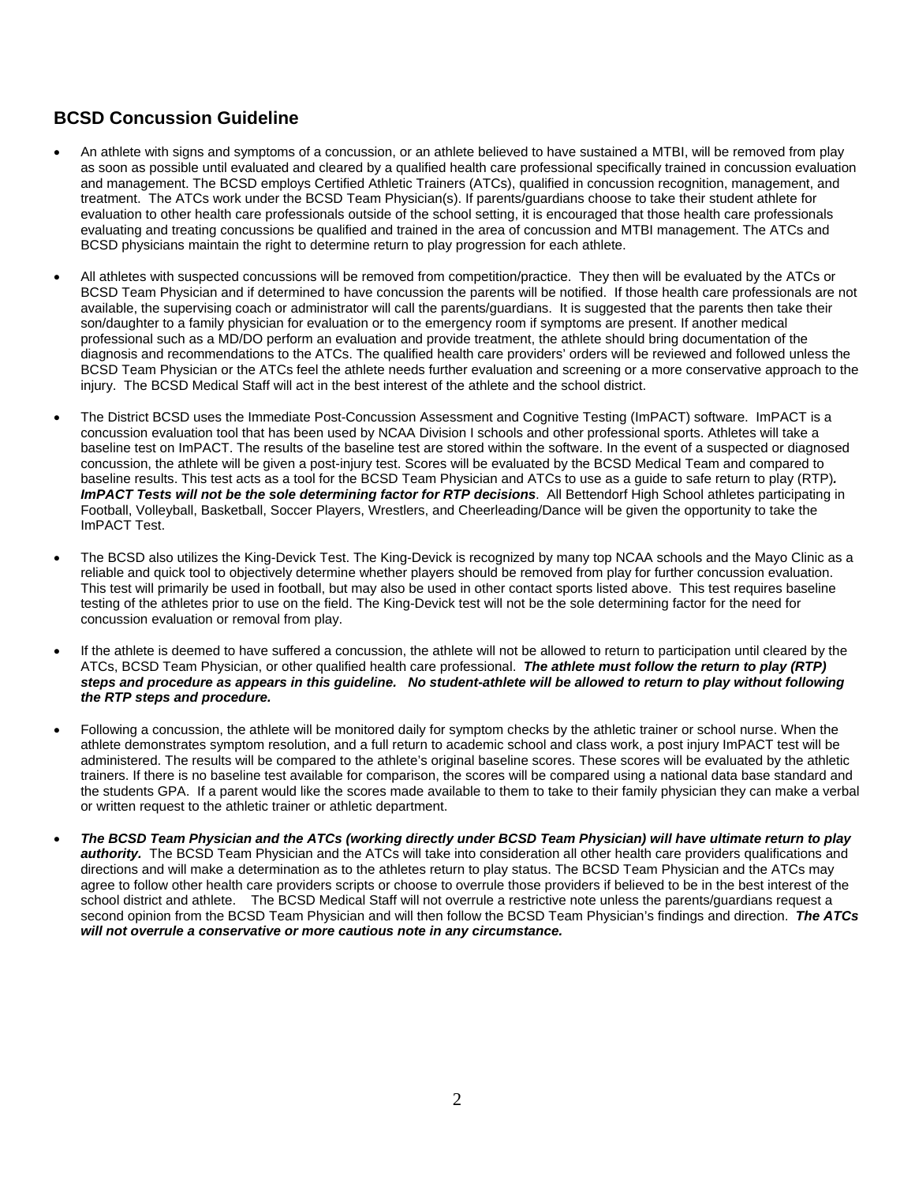## BCSD Concussion Guideline

- An athlete with signs and symptoms of a concussion, or an athlete believed to have sustained a MTBI, will be removed from play as soon as possible until evaluated and cleared by a qualified health care professional specifically trained in concussion evaluation and management. The BCSD employs Certified Athletic Trainers (ATCs), qualified in concussion recognition, management, and treatment. The ATCs work under the BCSD Team Physician(s). If parents/guardians choose to take their student athlete for evaluation to other health care professionals outside of the school setting, it is encouraged that those health care professionals evaluating and treating concussions be qualified and trained in the area of concussion and MTBI management. The ATCs and BCSD physicians maintain the right to determine return to play progression for each athlete.

- All athletes with suspected concussions will be removed from competition/practice. They then will be evaluated by the ATCs or BCSD Team Physician and if determined to have concussion the parents will be notified. If those health care professionals are not available, the supervising coach or administrator will call the parents/guardians. It is suggested that the parents then take their son/daughter to a family physician for evaluation or to the emergency room if symptoms are present. If another medical professional such as a MD/DO perform an evaluation and provide treatment, the athlete should bring documentation of the diagnosis and recommendations to the ATCs. The qualified health care providers' orders will be reviewed and followed unless the BCSD Team Physician or the ATCs feel the athlete needs further evaluation and screening or a more conservative approach to the injury. The BCSD Medical Staff will act in the best interest of the athlete and the school district.

- The District BCSD uses the Immediate Post-Concussion Assessment and Cognitive Testing (ImPACT) software. ImPACT is a concussion evaluation tool that has been used by NCAA Division I schools and other professional sports. Athletes will take a baseline test on ImPACT. The results of the baseline test are stored within the software. In the event of a suspected or diagnosed concussion, the athlete will be given a post-injury test. Scores will be evaluated by the BCSD Medical Team and compared to baseline results. This test acts as a tool for the BCSD Team Physician and ATCs to use as a guide to safe return to play (RTP)***. ImPACT Tests will not be the sole determining factor for RTP decisions***. All Bettendorf High School athletes participating in Football, Volleyball, Basketball, Soccer Players, Wrestlers, and Cheerleading/Dance will be given the opportunity to take the ImPACT Test.

- The BCSD also utilizes the King-Devick Test. The King-Devick is recognized by many top NCAA schools and the Mayo Clinic as a reliable and quick tool to objectively determine whether players should be removed from play for further concussion evaluation. This test will primarily be used in football, but may also be used in other contact sports listed above. This test requires baseline testing of the athletes prior to use on the field. The King-Devick test will not be the sole determining factor for the need for concussion evaluation or removal from play.

- If the athlete is deemed to have suffered a concussion, the athlete will not be allowed to return to participation until cleared by the ATCs, BCSD Team Physician, or other qualified health care professional. ***The athlete must follow the return to play (RTP) steps and procedure as appears in this guideline. No student-athlete will be allowed to return to play without following the RTP steps and procedure.***

- Following a concussion, the athlete will be monitored daily for symptom checks by the athletic trainer or school nurse. When the athlete demonstrates symptom resolution, and a full return to academic school and class work, a post injury ImPACT test will be administered. The results will be compared to the athlete's original baseline scores. These scores will be evaluated by the athletic trainers. If there is no baseline test available for comparison, the scores will be compared using a national data base standard and the students GPA. If a parent would like the scores made available to them to take to their family physician they can make a verbal or written request to the athletic trainer or athletic department.

- ***The BCSD Team Physician and the ATCs (working directly under BCSD Team Physician) will have ultimate return to play authority.*** The BCSD Team Physician and the ATCs will take into consideration all other health care providers qualifications and directions and will make a determination as to the athletes return to play status. The BCSD Team Physician and the ATCs may agree to follow other health care providers scripts or choose to overrule those providers if believed to be in the best interest of the school district and athlete. The BCSD Medical Staff will not overrule a restrictive note unless the parents/guardians request a second opinion from the BCSD Team Physician and will then follow the BCSD Team Physician's findings and direction. ***The ATCs will not overrule a conservative or more cautious note in any circumstance.***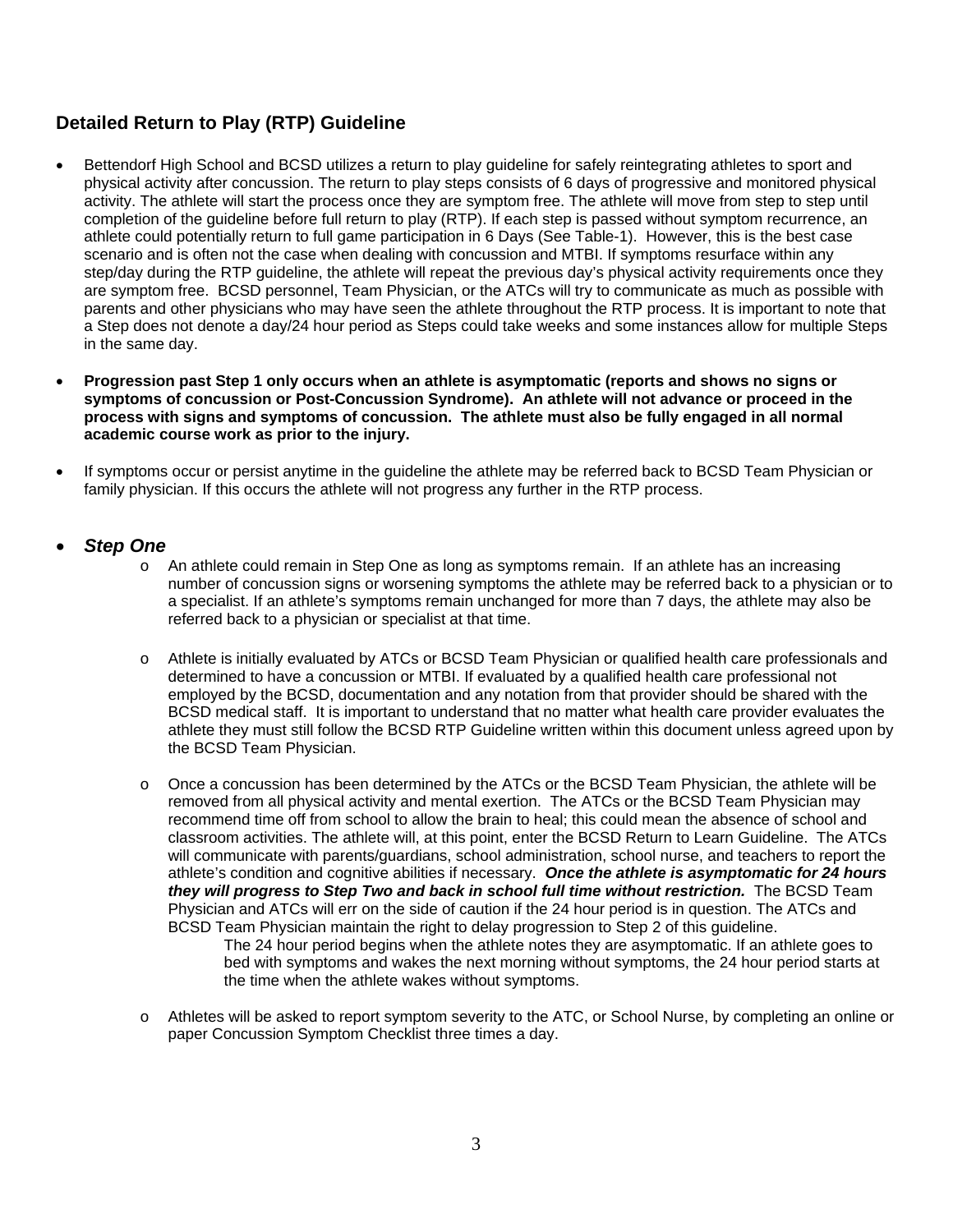## Detailed Return to Play (RTP) Guideline

- Bettendorf High School and BCSD utilizes a return to play guideline for safely reintegrating athletes to sport and physical activity after concussion. The return to play steps consists of 6 days of progressive and monitored physical activity. The athlete will start the process once they are symptom free. The athlete will move from step to step until completion of the guideline before full return to play (RTP). If each step is passed without symptom recurrence, an athlete could potentially return to full game participation in 6 Days (See Table-1). However, this is the best case scenario and is often not the case when dealing with concussion and MTBI. If symptoms resurface within any step/day during the RTP guideline, the athlete will repeat the previous day's physical activity requirements once they are symptom free. BCSD personnel, Team Physician, or the ATCs will try to communicate as much as possible with parents and other physicians who may have seen the athlete throughout the RTP process. It is important to note that a Step does not denote a day/24 hour period as Steps could take weeks and some instances allow for multiple Steps in the same day.

- **Progression past Step 1 only occurs when an athlete is asymptomatic (reports and shows no signs or symptoms of concussion or Post-Concussion Syndrome). An athlete will not advance or proceed in the process with signs and symptoms of concussion. The athlete must also be fully engaged in all normal academic course work as prior to the injury.**

- If symptoms occur or persist anytime in the guideline the athlete may be referred back to BCSD Team Physician or family physician. If this occurs the athlete will not progress any further in the RTP process.

- ***Step One***
    - An athlete could remain in Step One as long as symptoms remain. If an athlete has an increasing number of concussion signs or worsening symptoms the athlete may be referred back to a physician or to a specialist. If an athlete's symptoms remain unchanged for more than 7 days, the athlete may also be referred back to a physician or specialist at that time.

    - Athlete is initially evaluated by ATCs or BCSD Team Physician or qualified health care professionals and determined to have a concussion or MTBI. If evaluated by a qualified health care professional not employed by the BCSD, documentation and any notation from that provider should be shared with the BCSD medical staff. It is important to understand that no matter what health care provider evaluates the athlete they must still follow the BCSD RTP Guideline written within this document unless agreed upon by the BCSD Team Physician.

    - Once a concussion has been determined by the ATCs or the BCSD Team Physician, the athlete will be removed from all physical activity and mental exertion. The ATCs or the BCSD Team Physician may recommend time off from school to allow the brain to heal; this could mean the absence of school and classroom activities. The athlete will, at this point, enter the BCSD Return to Learn Guideline. The ATCs will communicate with parents/guardians, school administration, school nurse, and teachers to report the athlete's condition and cognitive abilities if necessary. ***Once the athlete is asymptomatic for 24 hours they will progress to Step Two and back in school full time without restriction.*** The BCSD Team Physician and ATCs will err on the side of caution if the 24 hour period is in question. The ATCs and BCSD Team Physician maintain the right to delay progression to Step 2 of this guideline.

        The 24 hour period begins when the athlete notes they are asymptomatic. If an athlete goes to bed with symptoms and wakes the next morning without symptoms, the 24 hour period starts at the time when the athlete wakes without symptoms.

    - Athletes will be asked to report symptom severity to the ATC, or School Nurse, by completing an online or paper Concussion Symptom Checklist three times a day.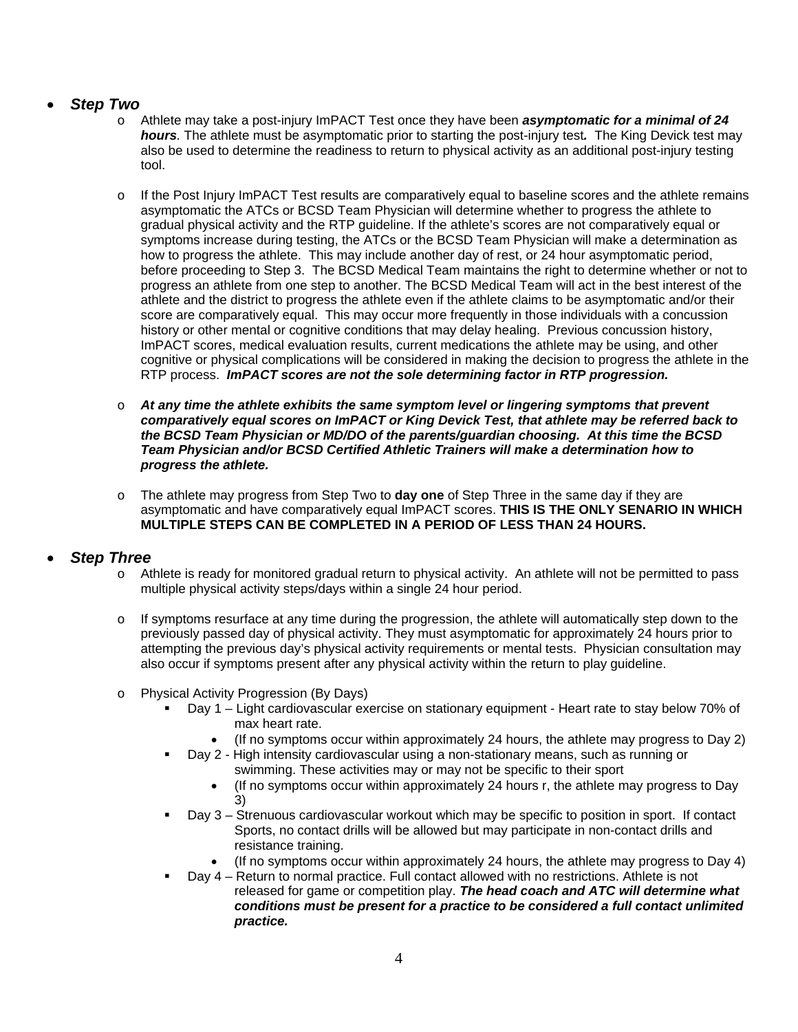- ***Step Two***
  - Athlete may take a post-injury ImPACT Test once they have been ***asymptomatic for a minimal of 24 hours***. The athlete must be asymptomatic prior to starting the post-injury test***.*** The King Devick test may also be used to determine the readiness to return to physical activity as an additional post-injury testing tool.

  - If the Post Injury ImPACT Test results are comparatively equal to baseline scores and the athlete remains asymptomatic the ATCs or BCSD Team Physician will determine whether to progress the athlete to gradual physical activity and the RTP guideline. If the athlete's scores are not comparatively equal or symptoms increase during testing, the ATCs or the BCSD Team Physician will make a determination as how to progress the athlete. This may include another day of rest, or 24 hour asymptomatic period, before proceeding to Step 3. The BCSD Medical Team maintains the right to determine whether or not to progress an athlete from one step to another. The BCSD Medical Team will act in the best interest of the athlete and the district to progress the athlete even if the athlete claims to be asymptomatic and/or their score are comparatively equal. This may occur more frequently in those individuals with a concussion history or other mental or cognitive conditions that may delay healing. Previous concussion history, ImPACT scores, medical evaluation results, current medications the athlete may be using, and other cognitive or physical complications will be considered in making the decision to progress the athlete in the RTP process. ***ImPACT scores are not the sole determining factor in RTP progression.***

  - ***At any time the athlete exhibits the same symptom level or lingering symptoms that prevent comparatively equal scores on ImPACT or King Devick Test, that athlete may be referred back to the BCSD Team Physician or MD/DO of the parents/guardian choosing. At this time the BCSD Team Physician and/or BCSD Certified Athletic Trainers will make a determination how to progress the athlete.***

  - The athlete may progress from Step Two to **day one** of Step Three in the same day if they are asymptomatic and have comparatively equal ImPACT scores. **THIS IS THE ONLY SENARIO IN WHICH MULTIPLE STEPS CAN BE COMPLETED IN A PERIOD OF LESS THAN 24 HOURS.**

- ***Step Three***
  - Athlete is ready for monitored gradual return to physical activity. An athlete will not be permitted to pass multiple physical activity steps/days within a single 24 hour period.

  - If symptoms resurface at any time during the progression, the athlete will automatically step down to the previously passed day of physical activity. They must asymptomatic for approximately 24 hours prior to attempting the previous day's physical activity requirements or mental tests. Physician consultation may also occur if symptoms present after any physical activity within the return to play guideline.

  - Physical Activity Progression (By Days)
    - Day 1 – Light cardiovascular exercise on stationary equipment - Heart rate to stay below 70% of max heart rate.
      - (If no symptoms occur within approximately 24 hours, the athlete may progress to Day 2)
    - Day 2 - High intensity cardiovascular using a non-stationary means, such as running or swimming. These activities may or may not be specific to their sport
      - (If no symptoms occur within approximately 24 hours r, the athlete may progress to Day 3)
    - Day 3 – Strenuous cardiovascular workout which may be specific to position in sport. If contact Sports, no contact drills will be allowed but may participate in non-contact drills and resistance training.
      - (If no symptoms occur within approximately 24 hours, the athlete may progress to Day 4)
    - Day 4 – Return to normal practice. Full contact allowed with no restrictions. Athlete is not released for game or competition play. ***The head coach and ATC will determine what conditions must be present for a practice to be considered a full contact unlimited practice.***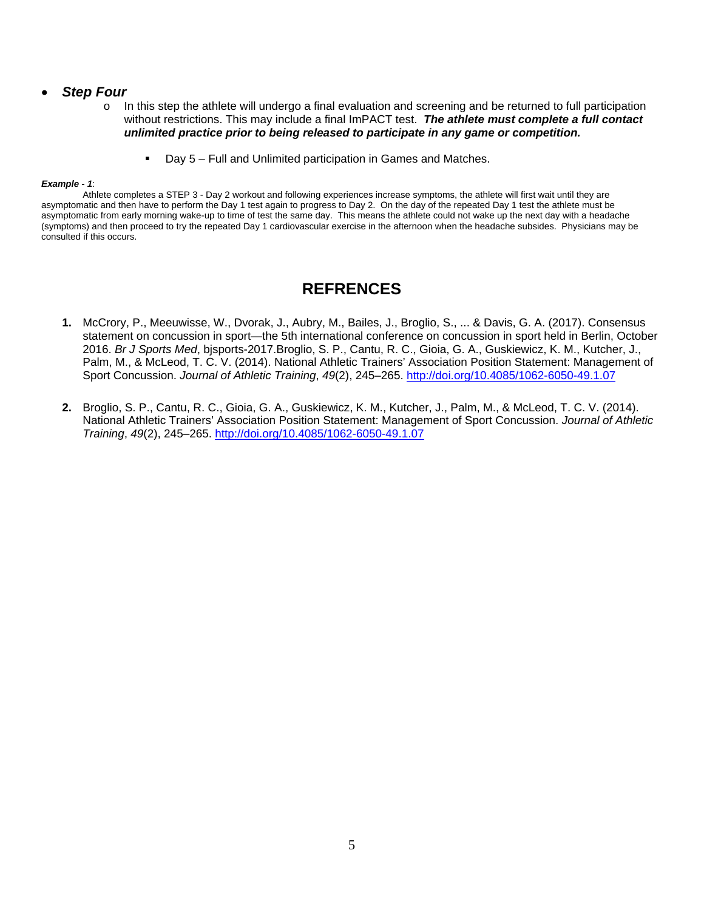- ***Step Four***
  - In this step the athlete will undergo a final evaluation and screening and be returned to full participation without restrictions. This may include a final ImPACT test. ***The athlete must complete a full contact unlimited practice prior to being released to participate in any game or competition.***
    - Day 5 – Full and Unlimited participation in Games and Matches.

***Example - 1***:

Athlete completes a STEP 3 - Day 2 workout and following experiences increase symptoms, the athlete will first wait until they are asymptomatic and then have to perform the Day 1 test again to progress to Day 2. On the day of the repeated Day 1 test the athlete must be asymptomatic from early morning wake-up to time of test the same day. This means the athlete could not wake up the next day with a headache (symptoms) and then proceed to try the repeated Day 1 cardiovascular exercise in the afternoon when the headache subsides. Physicians may be consulted if this occurs.

## REFRENCES

1. McCrory, P., Meeuwisse, W., Dvorak, J., Aubry, M., Bailes, J., Broglio, S., ... & Davis, G. A. (2017). Consensus statement on concussion in sport—the 5th international conference on concussion in sport held in Berlin, October 2016. *Br J Sports Med*, bjsports-2017.Broglio, S. P., Cantu, R. C., Gioia, G. A., Guskiewicz, K. M., Kutcher, J., Palm, M., & McLeod, T. C. V. (2014). National Athletic Trainers' Association Position Statement: Management of Sport Concussion. *Journal of Athletic Training*, *49*(2), 245–265. http://doi.org/10.4085/1062-6050-49.1.07

2. Broglio, S. P., Cantu, R. C., Gioia, G. A., Guskiewicz, K. M., Kutcher, J., Palm, M., & McLeod, T. C. V. (2014). National Athletic Trainers' Association Position Statement: Management of Sport Concussion. *Journal of Athletic Training*, *49*(2), 245–265. http://doi.org/10.4085/1062-6050-49.1.07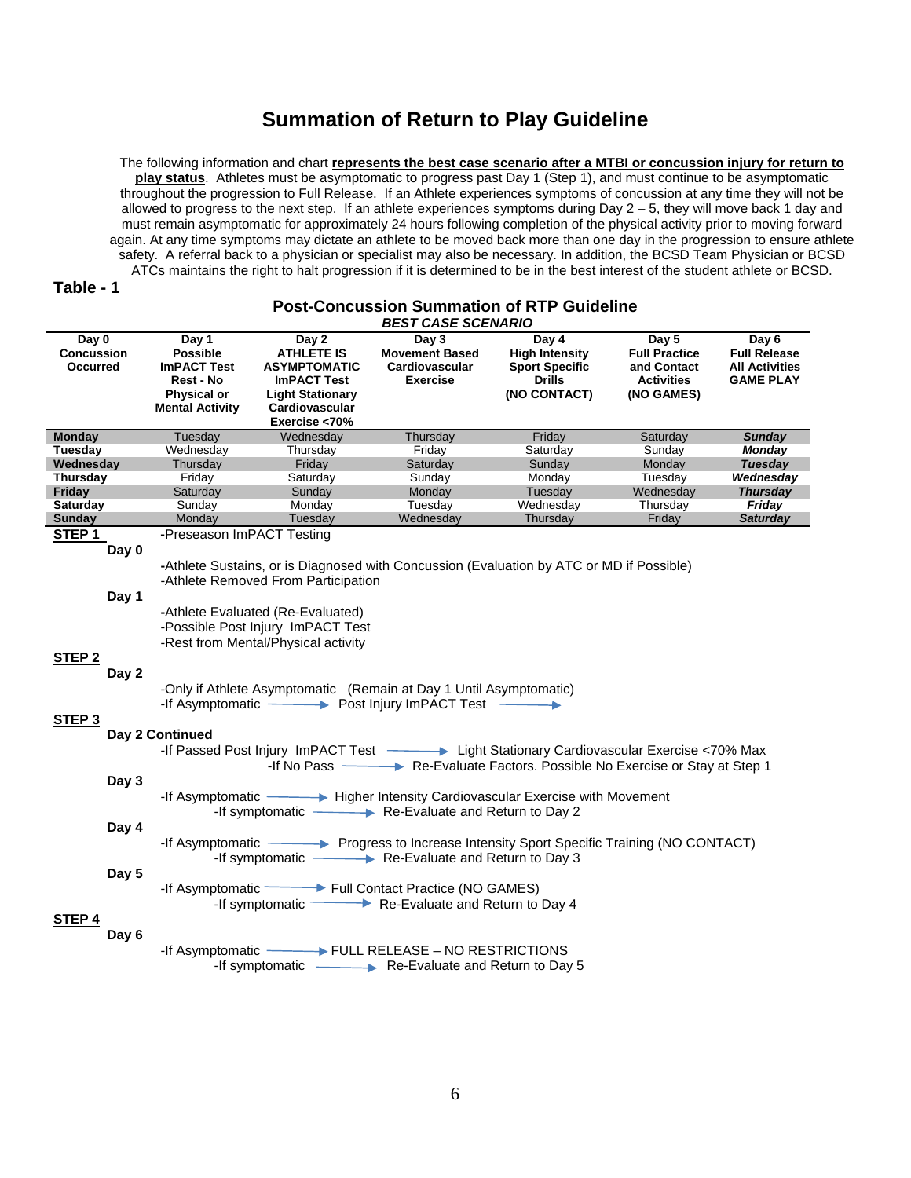# Summation of Return to Play Guideline

The following information and chart **represents the best case scenario after a MTBI or concussion injury for return to play status**. Athletes must be asymptomatic to progress past Day 1 (Step 1), and must continue to be asymptomatic throughout the progression to Full Release. If an Athlete experiences symptoms of concussion at any time they will not be allowed to progress to the next step. If an athlete experiences symptoms during Day 2 – 5, they will move back 1 day and must remain asymptomatic for approximately 24 hours following completion of the physical activity prior to moving forward again. At any time symptoms may dictate an athlete to be moved back more than one day in the progression to ensure athlete safety. A referral back to a physician or specialist may also be necessary. In addition, the BCSD Team Physician or BCSD ATCs maintains the right to halt progression if it is determined to be in the best interest of the student athlete or BCSD.

**Table - 1**

## Post-Concussion Summation of RTP Guideline

***BEST CASE SCENARIO***

| Day 0 Concussion Occurred | Day 1 Possible ImPACT Test Rest - No Physical or Mental Activity | Day 2 ATHLETE IS ASYMPTOMATIC ImPACT Test Light Stationary Cardiovascular Exercise <70% | Day 3 Movement Based Cardiovascular Exercise | Day 4 High Intensity Sport Specific Drills (NO CONTACT) | Day 5 Full Practice and Contact Activities (NO GAMES) | Day 6 Full Release All Activities GAME PLAY |
|---|---|---|---|---|---|---|
| **Monday** | Tuesday | Wednesday | Thursday | Friday | Saturday | ***Sunday*** |
| **Tuesday** | Wednesday | Thursday | Friday | Saturday | Sunday | ***Monday*** |
| **Wednesday** | Thursday | Friday | Saturday | Sunday | Monday | ***Tuesday*** |
| **Thursday** | Friday | Saturday | Sunday | Monday | Tuesday | ***Wednesday*** |
| **Friday** | Saturday | Sunday | Monday | Tuesday | Wednesday | ***Thursday*** |
| **Saturday** | Sunday | Monday | Tuesday | Wednesday | Thursday | ***Friday*** |
| **Sunday** | Monday | Tuesday | Wednesday | Thursday | Friday | ***Saturday*** |

**STEP 1** -Preseason ImPACT Testing

**Day 0**

-Athlete Sustains, or is Diagnosed with Concussion (Evaluation by ATC or MD if Possible)
-Athlete Removed From Participation

**Day 1**

-Athlete Evaluated (Re-Evaluated)
-Possible Post Injury ImPACT Test
-Rest from Mental/Physical activity

**STEP 2**

**Day 2**

-Only if Athlete Asymptomatic (Remain at Day 1 Until Asymptomatic)
-If Asymptomatic → Post Injury ImPACT Test →

**STEP 3**

**Day 2 Continued**

-If Passed Post Injury ImPACT Test → Light Stationary Cardiovascular Exercise <70% Max
-If No Pass → Re-Evaluate Factors. Possible No Exercise or Stay at Step 1

**Day 3**

-If Asymptomatic → Higher Intensity Cardiovascular Exercise with Movement
-If symptomatic → Re-Evaluate and Return to Day 2

**Day 4**

-If Asymptomatic → Progress to Increase Intensity Sport Specific Training (NO CONTACT)
-If symptomatic → Re-Evaluate and Return to Day 3

**Day 5**

-If Asymptomatic → Full Contact Practice (NO GAMES)
-If symptomatic → Re-Evaluate and Return to Day 4

**STEP 4**

**Day 6**

-If Asymptomatic → FULL RELEASE – NO RESTRICTIONS
-If symptomatic → Re-Evaluate and Return to Day 5